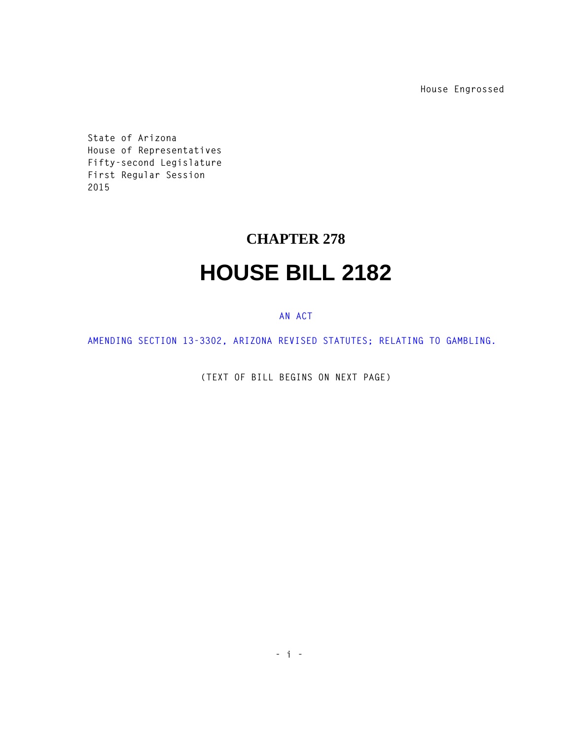House Engrossed

State of Arizona
House of Representatives
Fifty-second Legislature
First Regular Session
2015

# CHAPTER 278

# HOUSE BILL 2182

AN ACT

AMENDING SECTION 13-3302, ARIZONA REVISED STATUTES; RELATING TO GAMBLING.

(TEXT OF BILL BEGINS ON NEXT PAGE)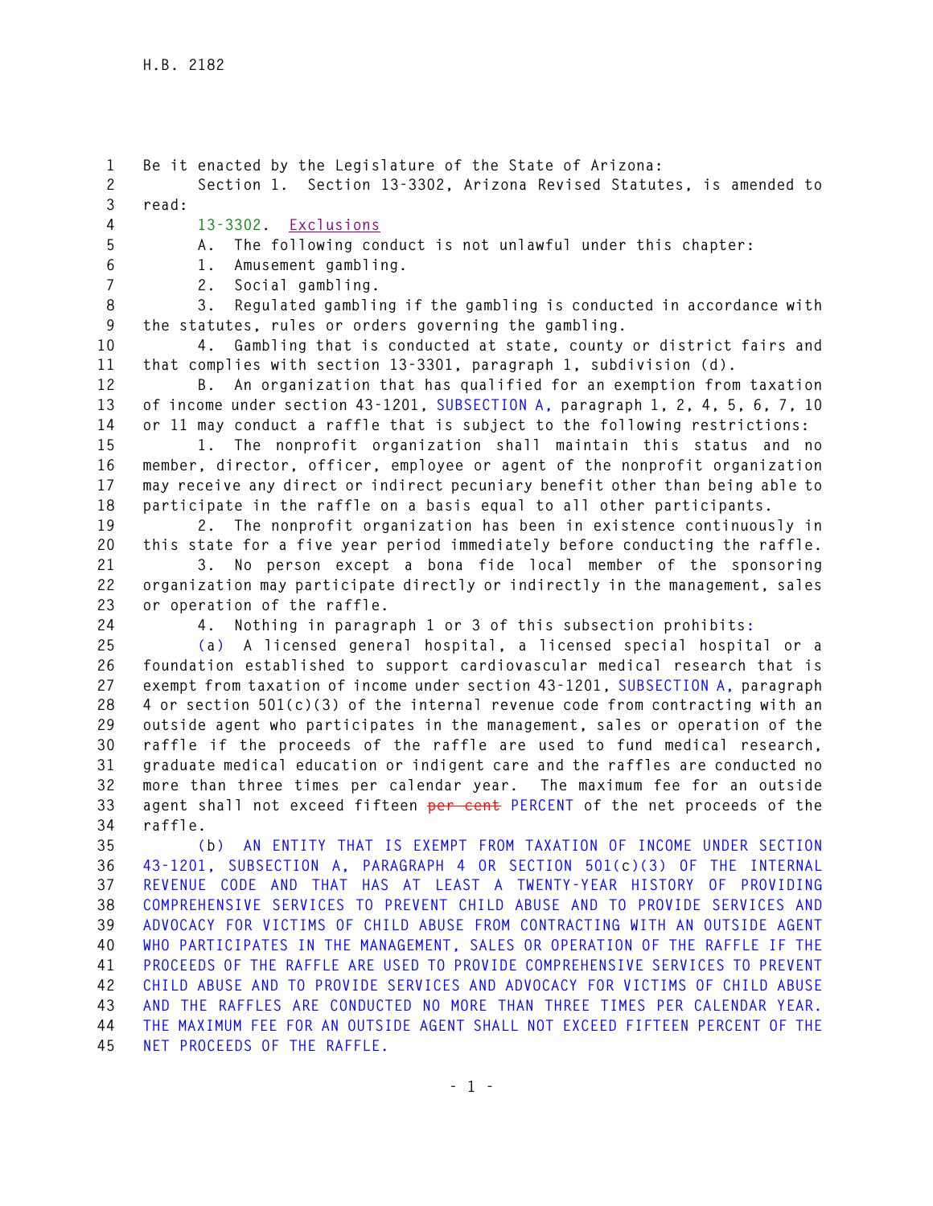Be it enacted by the Legislature of the State of Arizona:

Section 1. Section 13-3302, Arizona Revised Statutes, is amended to read:

13-3302. Exclusions

A. The following conduct is not unlawful under this chapter:

1. Amusement gambling.

2. Social gambling.

3. Regulated gambling if the gambling is conducted in accordance with the statutes, rules or orders governing the gambling.

4. Gambling that is conducted at state, county or district fairs and that complies with section 13-3301, paragraph 1, subdivision (d).

B. An organization that has qualified for an exemption from taxation of income under section 43-1201, SUBSECTION A, paragraph 1, 2, 4, 5, 6, 7, 10 or 11 may conduct a raffle that is subject to the following restrictions:

1. The nonprofit organization shall maintain this status and no member, director, officer, employee or agent of the nonprofit organization may receive any direct or indirect pecuniary benefit other than being able to participate in the raffle on a basis equal to all other participants.

2. The nonprofit organization has been in existence continuously in this state for a five year period immediately before conducting the raffle.

3. No person except a bona fide local member of the sponsoring organization may participate directly or indirectly in the management, sales or operation of the raffle.

4. Nothing in paragraph 1 or 3 of this subsection prohibits:

(a) A licensed general hospital, a licensed special hospital or a foundation established to support cardiovascular medical research that is exempt from taxation of income under section 43-1201, SUBSECTION A, paragraph 4 or section 501(c)(3) of the internal revenue code from contracting with an outside agent who participates in the management, sales or operation of the raffle if the proceeds of the raffle are used to fund medical research, graduate medical education or indigent care and the raffles are conducted no more than three times per calendar year. The maximum fee for an outside agent shall not exceed fifteen ~~per cent~~ PERCENT of the net proceeds of the raffle.

(b) AN ENTITY THAT IS EXEMPT FROM TAXATION OF INCOME UNDER SECTION 43-1201, SUBSECTION A, PARAGRAPH 4 OR SECTION 501(c)(3) OF THE INTERNAL REVENUE CODE AND THAT HAS AT LEAST A TWENTY-YEAR HISTORY OF PROVIDING COMPREHENSIVE SERVICES TO PREVENT CHILD ABUSE AND TO PROVIDE SERVICES AND ADVOCACY FOR VICTIMS OF CHILD ABUSE FROM CONTRACTING WITH AN OUTSIDE AGENT WHO PARTICIPATES IN THE MANAGEMENT, SALES OR OPERATION OF THE RAFFLE IF THE PROCEEDS OF THE RAFFLE ARE USED TO PROVIDE COMPREHENSIVE SERVICES TO PREVENT CHILD ABUSE AND TO PROVIDE SERVICES AND ADVOCACY FOR VICTIMS OF CHILD ABUSE AND THE RAFFLES ARE CONDUCTED NO MORE THAN THREE TIMES PER CALENDAR YEAR. THE MAXIMUM FEE FOR AN OUTSIDE AGENT SHALL NOT EXCEED FIFTEEN PERCENT OF THE NET PROCEEDS OF THE RAFFLE.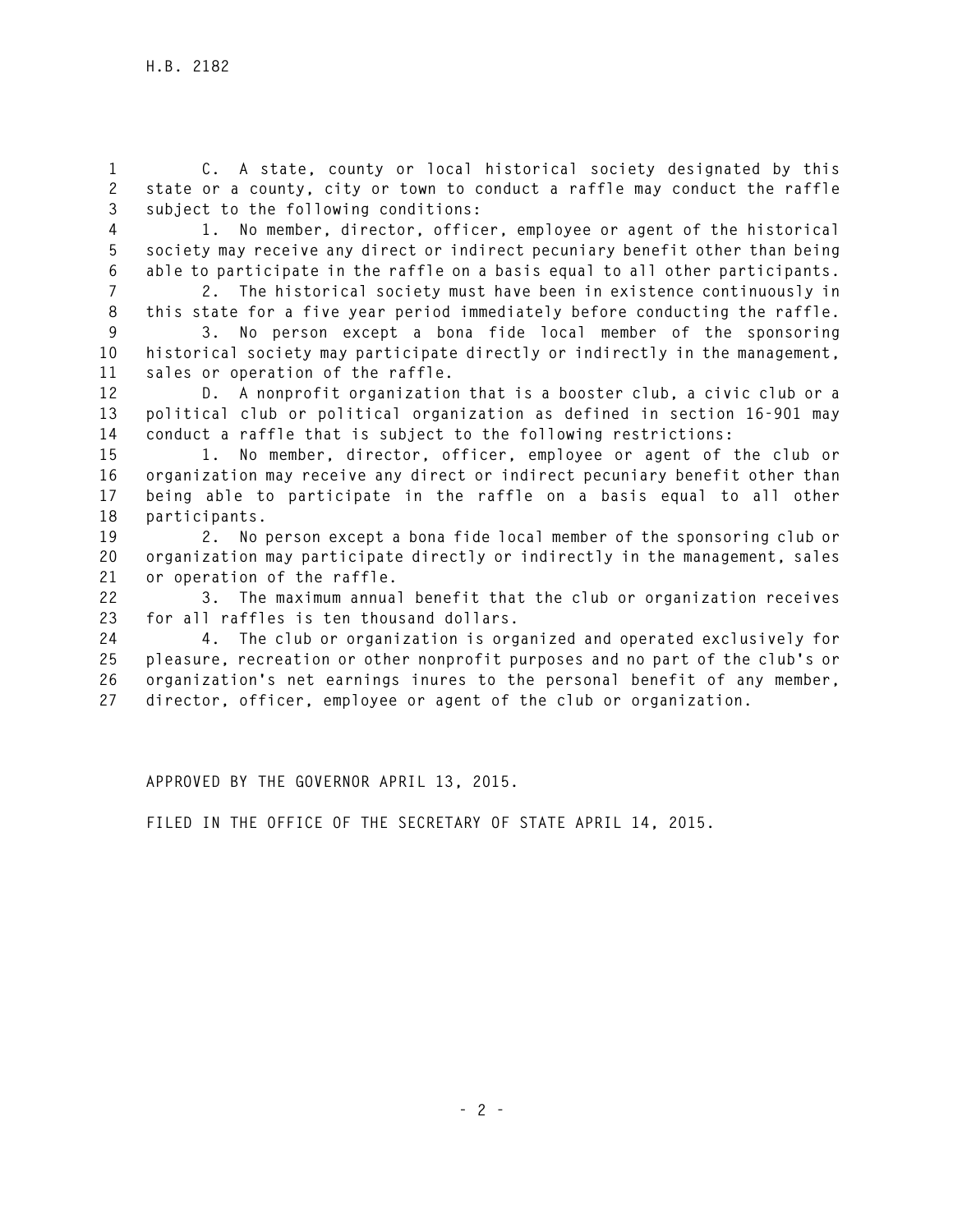C. A state, county or local historical society designated by this state or a county, city or town to conduct a raffle may conduct the raffle subject to the following conditions:

1. No member, director, officer, employee or agent of the historical society may receive any direct or indirect pecuniary benefit other than being able to participate in the raffle on a basis equal to all other participants.

2. The historical society must have been in existence continuously in this state for a five year period immediately before conducting the raffle.

3. No person except a bona fide local member of the sponsoring historical society may participate directly or indirectly in the management, sales or operation of the raffle.

D. A nonprofit organization that is a booster club, a civic club or a political club or political organization as defined in section 16-901 may conduct a raffle that is subject to the following restrictions:

1. No member, director, officer, employee or agent of the club or organization may receive any direct or indirect pecuniary benefit other than being able to participate in the raffle on a basis equal to all other participants.

2. No person except a bona fide local member of the sponsoring club or organization may participate directly or indirectly in the management, sales or operation of the raffle.

3. The maximum annual benefit that the club or organization receives for all raffles is ten thousand dollars.

4. The club or organization is organized and operated exclusively for pleasure, recreation or other nonprofit purposes and no part of the club's or organization's net earnings inures to the personal benefit of any member, director, officer, employee or agent of the club or organization.

APPROVED BY THE GOVERNOR APRIL 13, 2015.

FILED IN THE OFFICE OF THE SECRETARY OF STATE APRIL 14, 2015.